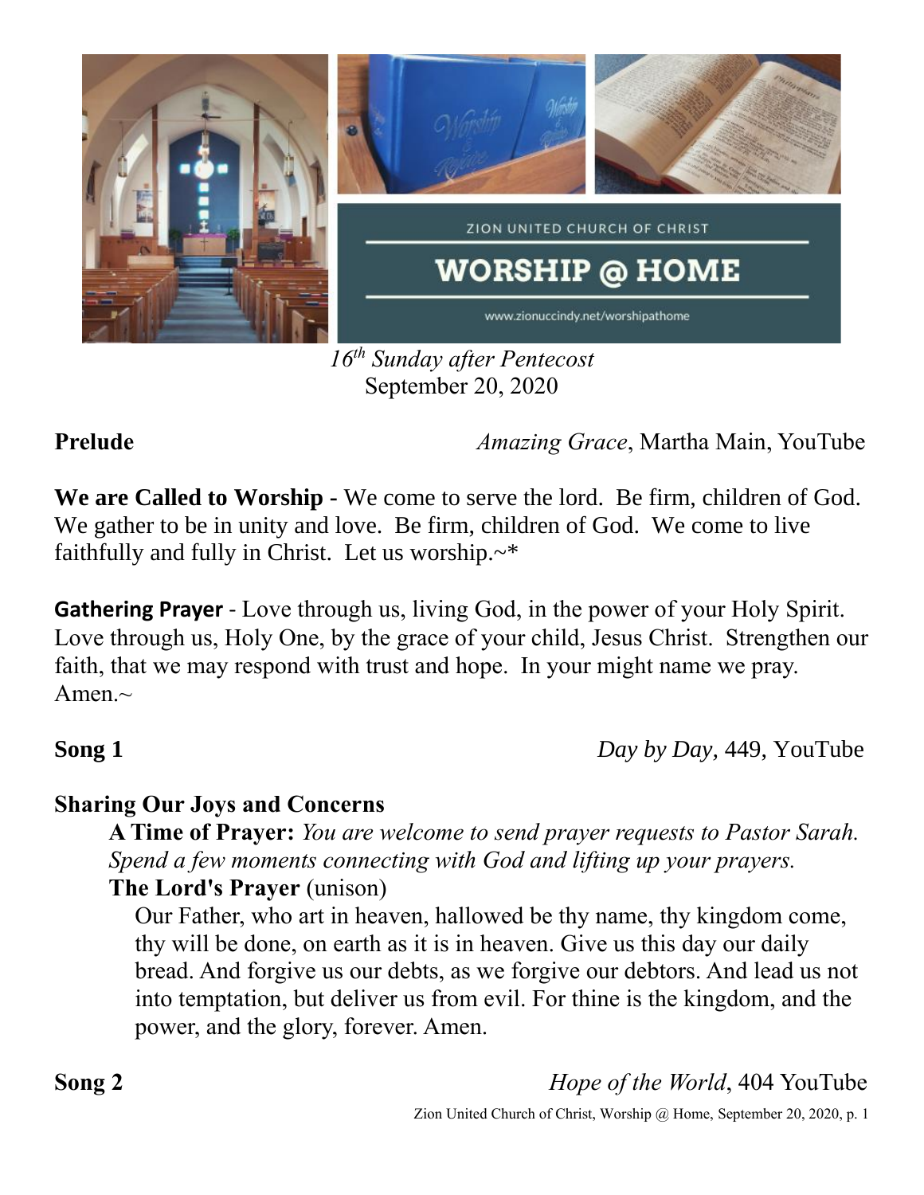ZION UNITED CHURCH OF CHRIST

# WORSHIP @ HOME

www.zionuccindy.net/worshipathome

*16th Sunday after Pentecost*
September 20, 2020

**Prelude** *Amazing Grace*, Martha Main, YouTube

**We are Called to Worship -** We come to serve the lord. Be firm, children of God. We gather to be in unity and love. Be firm, children of God. We come to live faithfully and fully in Christ. Let us worship.~*

**Gathering Prayer** - Love through us, living God, in the power of your Holy Spirit. Love through us, Holy One, by the grace of your child, Jesus Christ. Strengthen our faith, that we may respond with trust and hope. In your might name we pray. Amen.~

**Song 1** *Day by Day*, 449, YouTube

**Sharing Our Joys and Concerns**

**A Time of Prayer:** *You are welcome to send prayer requests to Pastor Sarah. Spend a few moments connecting with God and lifting up your prayers.*

**The Lord's Prayer** (unison)

Our Father, who art in heaven, hallowed be thy name, thy kingdom come, thy will be done, on earth as it is in heaven. Give us this day our daily bread. And forgive us our debts, as we forgive our debtors. And lead us not into temptation, but deliver us from evil. For thine is the kingdom, and the power, and the glory, forever. Amen.

**Song 2** *Hope of the World*, 404 YouTube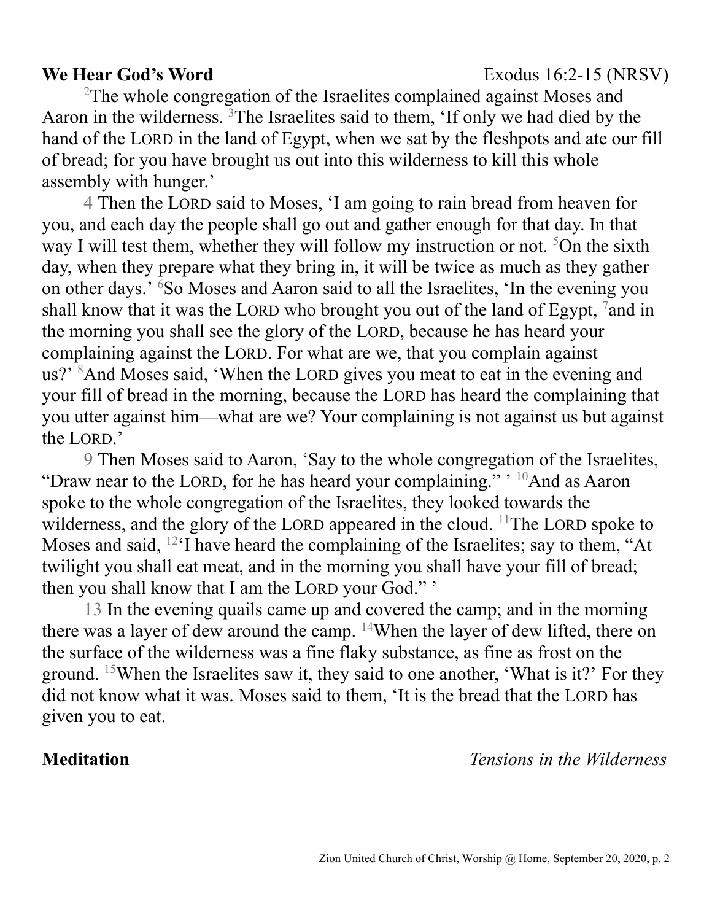**We Hear God's Word** Exodus 16:2-15 (NRSV)

[2]The whole congregation of the Israelites complained against Moses and Aaron in the wilderness. [3]The Israelites said to them, 'If only we had died by the hand of the LORD in the land of Egypt, when we sat by the fleshpots and ate our fill of bread; for you have brought us out into this wilderness to kill this whole assembly with hunger.'

4 Then the LORD said to Moses, 'I am going to rain bread from heaven for you, and each day the people shall go out and gather enough for that day. In that way I will test them, whether they will follow my instruction or not. [5]On the sixth day, when they prepare what they bring in, it will be twice as much as they gather on other days.' [6]So Moses and Aaron said to all the Israelites, 'In the evening you shall know that it was the LORD who brought you out of the land of Egypt, [7]and in the morning you shall see the glory of the LORD, because he has heard your complaining against the LORD. For what are we, that you complain against us?' [8]And Moses said, 'When the LORD gives you meat to eat in the evening and your fill of bread in the morning, because the LORD has heard the complaining that you utter against him—what are we? Your complaining is not against us but against the LORD.'

9 Then Moses said to Aaron, 'Say to the whole congregation of the Israelites, "Draw near to the LORD, for he has heard your complaining." ' [10]And as Aaron spoke to the whole congregation of the Israelites, they looked towards the wilderness, and the glory of the LORD appeared in the cloud. [11]The LORD spoke to Moses and said, [12]'I have heard the complaining of the Israelites; say to them, "At twilight you shall eat meat, and in the morning you shall have your fill of bread; then you shall know that I am the LORD your God." '

13 In the evening quails came up and covered the camp; and in the morning there was a layer of dew around the camp. [14]When the layer of dew lifted, there on the surface of the wilderness was a fine flaky substance, as fine as frost on the ground. [15]When the Israelites saw it, they said to one another, 'What is it?' For they did not know what it was. Moses said to them, 'It is the bread that the LORD has given you to eat.

**Meditation** *Tensions in the Wilderness*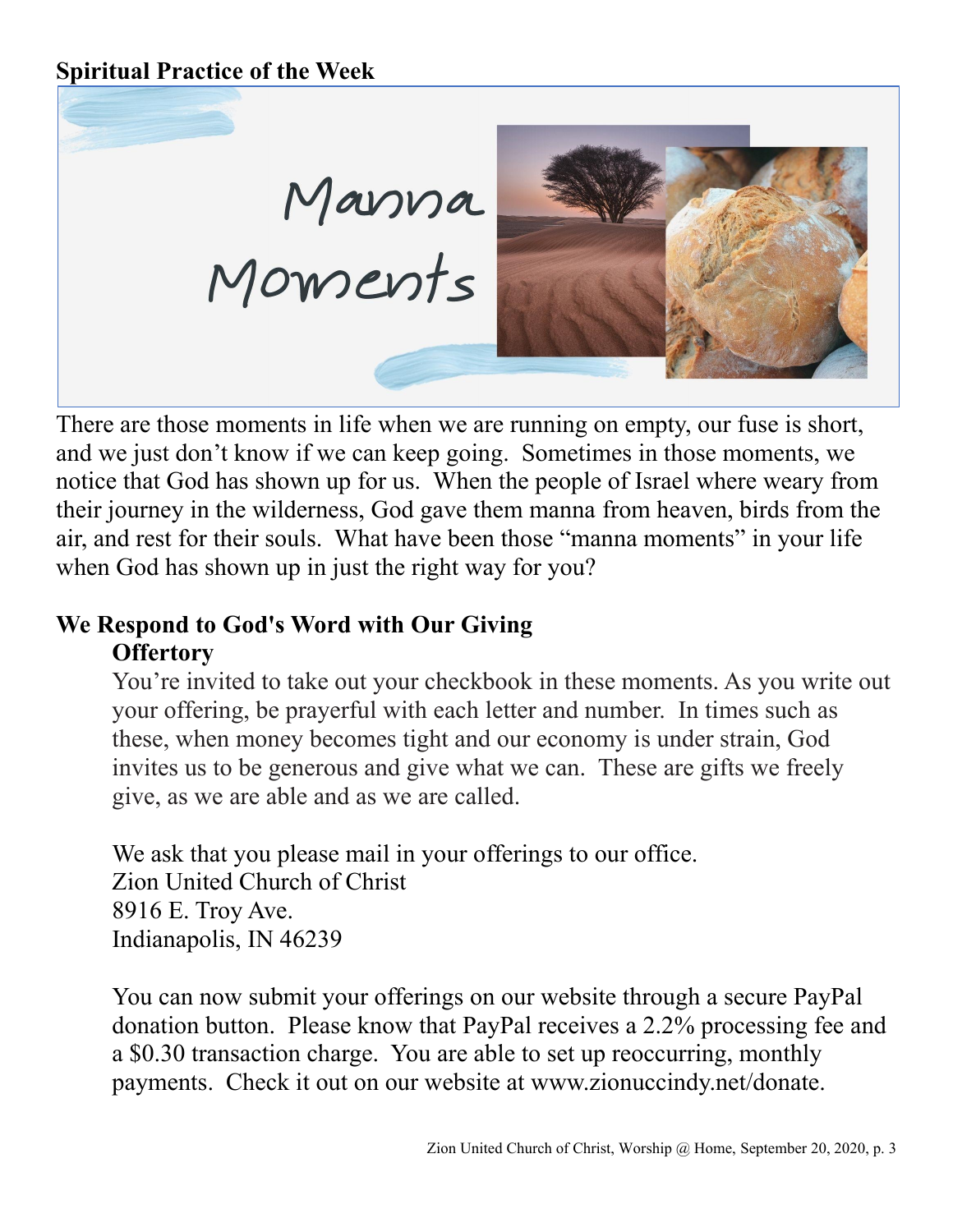**Spiritual Practice of the Week**

Manna Moments

There are those moments in life when we are running on empty, our fuse is short, and we just don't know if we can keep going. Sometimes in those moments, we notice that God has shown up for us. When the people of Israel where weary from their journey in the wilderness, God gave them manna from heaven, birds from the air, and rest for their souls. What have been those "manna moments" in your life when God has shown up in just the right way for you?

**We Respond to God's Word with Our Giving**

**Offertory**

You're invited to take out your checkbook in these moments. As you write out your offering, be prayerful with each letter and number. In times such as these, when money becomes tight and our economy is under strain, God invites us to be generous and give what we can. These are gifts we freely give, as we are able and as we are called.

We ask that you please mail in your offerings to our office.
Zion United Church of Christ
8916 E. Troy Ave.
Indianapolis, IN 46239

You can now submit your offerings on our website through a secure PayPal donation button. Please know that PayPal receives a 2.2% processing fee and a $0.30 transaction charge. You are able to set up reoccurring, monthly payments. Check it out on our website at www.zionuccindy.net/donate.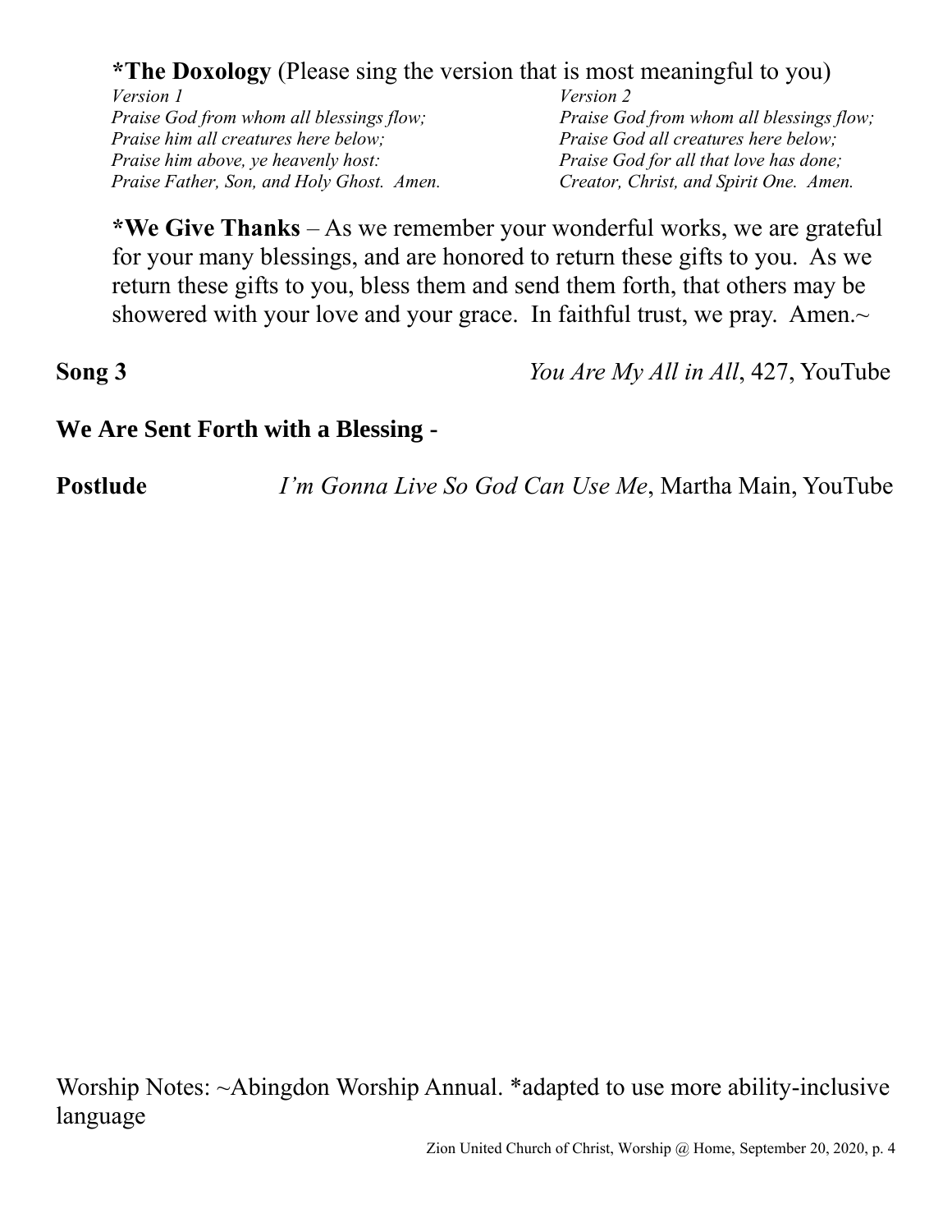**\*The Doxology** (Please sing the version that is most meaningful to you)

*Version 1*
*Praise God from whom all blessings flow;*
*Praise him all creatures here below;*
*Praise him above, ye heavenly host:*
*Praise Father, Son, and Holy Ghost. Amen.*

*Version 2*
*Praise God from whom all blessings flow;*
*Praise God all creatures here below;*
*Praise God for all that love has done;*
*Creator, Christ, and Spirit One. Amen.*

**\*We Give Thanks** – As we remember your wonderful works, we are grateful for your many blessings, and are honored to return these gifts to you. As we return these gifts to you, bless them and send them forth, that others may be showered with your love and your grace. In faithful trust, we pray. Amen.~

**Song 3** *You Are My All in All*, 427, YouTube

**We Are Sent Forth with a Blessing -**

**Postlude** *I'm Gonna Live So God Can Use Me*, Martha Main, YouTube

Worship Notes: ~Abingdon Worship Annual. \*adapted to use more ability-inclusive language